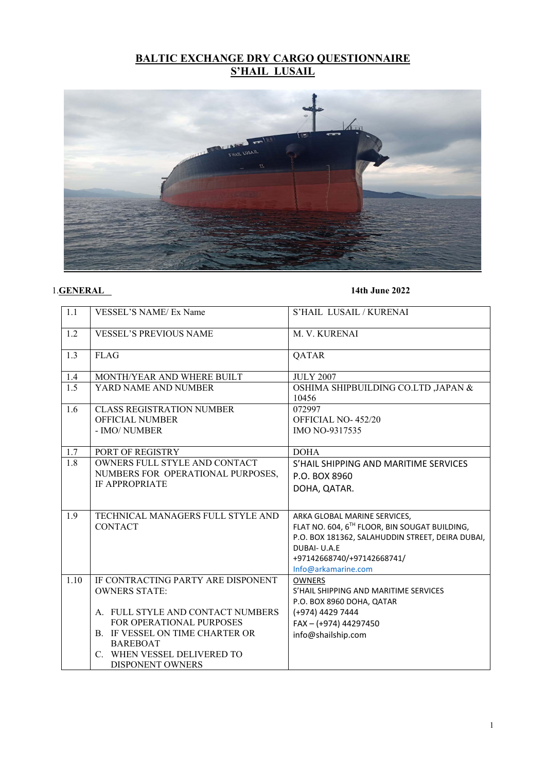# BALTIC EXCHANGE DRY CARGO QUESTIONNAIRE
## S'HAIL LUSAIL

1. **GENERAL** **14th June 2022**

| | | |
|---|---|---|
| 1.1 | VESSEL'S NAME/ Ex Name | S'HAIL LUSAIL / KURENAI |
| 1.2 | VESSEL'S PREVIOUS NAME | M. V. KURENAI |
| 1.3 | FLAG | QATAR |
| 1.4 | MONTH/YEAR AND WHERE BUILT | JULY 2007 |
| 1.5 | YARD NAME AND NUMBER | OSHIMA SHIPBUILDING CO.LTD ,JAPAN & 10456 |
| 1.6 | CLASS REGISTRATION NUMBER<br>OFFICIAL NUMBER<br>- IMO/ NUMBER | 072997<br>OFFICIAL NO- 452/20<br>IMO NO-9317535 |
| 1.7 | PORT OF REGISTRY | DOHA |
| 1.8 | OWNERS FULL STYLE AND CONTACT NUMBERS FOR OPERATIONAL PURPOSES, IF APPROPRIATE | S'HAIL SHIPPING AND MARITIME SERVICES<br>P.O. BOX 8960<br>DOHA, QATAR. |
| 1.9 | TECHNICAL MANAGERS FULL STYLE AND CONTACT | ARKA GLOBAL MARINE SERVICES,<br>FLAT NO. 604, 6TH FLOOR, BIN SOUGAT BUILDING, P.O. BOX 181362, SALAHUDDIN STREET, DEIRA DUBAI, DUBAI- U.A.E<br>+97142668740/+97142668741/<br>Info@arkamarine.com |
| 1.10 | IF CONTRACTING PARTY ARE DISPONENT OWNERS STATE:<br>A. FULL STYLE AND CONTACT NUMBERS FOR OPERATIONAL PURPOSES<br>B. IF VESSEL ON TIME CHARTER OR BAREBOAT<br>C. WHEN VESSEL DELIVERED TO DISPONENT OWNERS | OWNERS<br>S'HAIL SHIPPING AND MARITIME SERVICES<br>P.O. BOX 8960 DOHA, QATAR<br>(+974) 4429 7444<br>FAX – (+974) 44297450<br>info@shailship.com |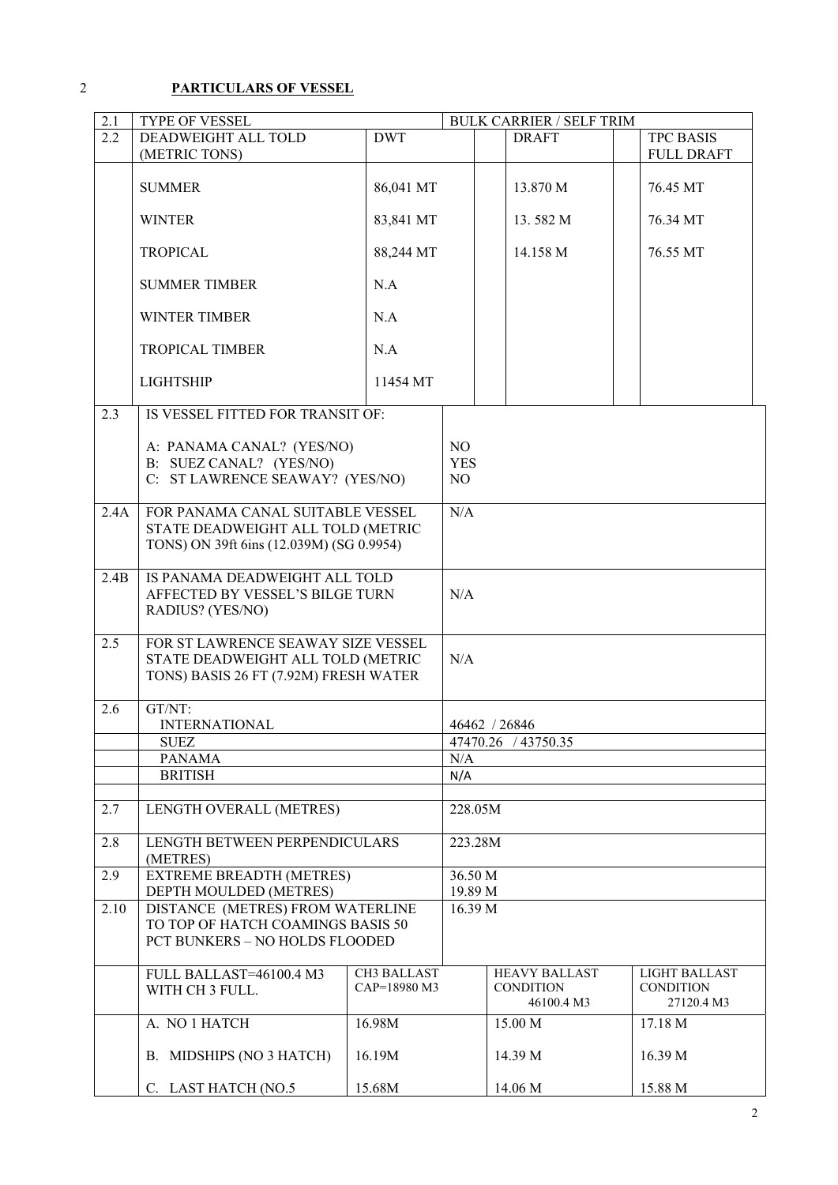## 2 PARTICULARS OF VESSEL

| | | | | |
|---|---|---|---|---|
| 2.1 | TYPE OF VESSEL | | BULK CARRIER / SELF TRIM | |
| 2.2 | DEADWEIGHT ALL TOLD (METRIC TONS) | DWT | DRAFT | TPC BASIS FULL DRAFT |
| | SUMMER | 86,041 MT | 13.870 M | 76.45 MT |
| | WINTER | 83,841 MT | 13. 582 M | 76.34 MT |
| | TROPICAL | 88,244 MT | 14.158 M | 76.55 MT |
| | SUMMER TIMBER | N.A | | |
| | WINTER TIMBER | N.A | | |
| | TROPICAL TIMBER | N.A | | |
| | LIGHTSHIP | 11454 MT | | |

| | | |
|---|---|---|
| 2.3 | IS VESSEL FITTED FOR TRANSIT OF:<br><br>A: PANAMA CANAL? (YES/NO)<br>B: SUEZ CANAL? (YES/NO)<br>C: ST LAWRENCE SEAWAY? (YES/NO) | <br><br>NO<br>YES<br>NO |
| 2.4A | FOR PANAMA CANAL SUITABLE VESSEL STATE DEADWEIGHT ALL TOLD (METRIC TONS) ON 39ft 6ins (12.039M) (SG 0.9954) | N/A |
| 2.4B | IS PANAMA DEADWEIGHT ALL TOLD AFFECTED BY VESSEL'S BILGE TURN RADIUS? (YES/NO) | N/A |
| 2.5 | FOR ST LAWRENCE SEAWAY SIZE VESSEL STATE DEADWEIGHT ALL TOLD (METRIC TONS) BASIS 26 FT (7.92M) FRESH WATER | N/A |
| 2.6 | GT/NT:<br>INTERNATIONAL | <br>46462 / 26846 |
| | SUEZ | 47470.26 / 43750.35 |
| | PANAMA | N/A |
| | BRITISH | N/A |
| 2.7 | LENGTH OVERALL (METRES) | 228.05M |
| 2.8 | LENGTH BETWEEN PERPENDICULARS (METRES) | 223.28M |
| 2.9 | EXTREME BREADTH (METRES)<br>DEPTH MOULDED (METRES) | 36.50 M<br>19.89 M |
| 2.10 | DISTANCE (METRES) FROM WATERLINE TO TOP OF HATCH COAMINGS BASIS 50 PCT BUNKERS – NO HOLDS FLOODED | 16.39 M |

| | | | | |
|---|---|---|---|---|
| | FULL BALLAST=46100.4 M3 WITH CH 3 FULL. | CH3 BALLAST CAP=18980 M3 | HEAVY BALLAST CONDITION 46100.4 M3 | LIGHT BALLAST CONDITION 27120.4 M3 |
| | A. NO 1 HATCH | 16.98M | 15.00 M | 17.18 M |
| | B. MIDSHIPS (NO 3 HATCH) | 16.19M | 14.39 M | 16.39 M |
| | C. LAST HATCH (NO.5 | 15.68M | 14.06 M | 15.88 M |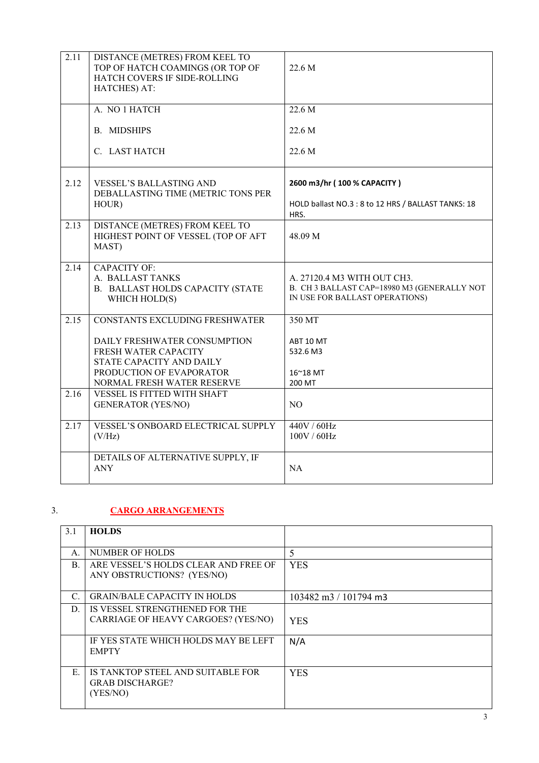| | | |
|---|---|---|
| 2.11 | DISTANCE (METRES) FROM KEEL TO TOP OF HATCH COAMINGS (OR TOP OF HATCH COVERS IF SIDE-ROLLING HATCHES) AT: | 22.6 M |
| | A. NO 1 HATCH<br><br>B. MIDSHIPS<br><br>C. LAST HATCH | 22.6 M<br><br>22.6 M<br><br>22.6 M |
| 2.12 | VESSEL'S BALLASTING AND DEBALLASTING TIME (METRIC TONS PER HOUR) | **2600 m3/hr ( 100 % CAPACITY )**<br><br>HOLD ballast NO.3 : 8 to 12 HRS / BALLAST TANKS: 18 HRS. |
| 2.13 | DISTANCE (METRES) FROM KEEL TO HIGHEST POINT OF VESSEL (TOP OF AFT MAST) | 48.09 M |
| 2.14 | CAPACITY OF:<br>A. BALLAST TANKS<br>B. BALLAST HOLDS CAPACITY (STATE WHICH HOLD(S) | A. 27120.4 M3 WITH OUT CH3.<br>B. CH 3 BALLAST CAP=18980 M3 (GENERALLY NOT IN USE FOR BALLAST OPERATIONS) |
| 2.15 | CONSTANTS EXCLUDING FRESHWATER<br><br>DAILY FRESHWATER CONSUMPTION<br>FRESH WATER CAPACITY<br>STATE CAPACITY AND DAILY PRODUCTION OF EVAPORATOR<br>NORMAL FRESH WATER RESERVE | 350 MT<br><br>ABT 10 MT<br>532.6 M3<br><br>16~18 MT<br>200 MT |
| 2.16 | VESSEL IS FITTED WITH SHAFT GENERATOR (YES/NO) | NO |
| 2.17 | VESSEL'S ONBOARD ELECTRICAL SUPPLY (V/Hz) | 440V / 60Hz<br>100V / 60Hz |
| | DETAILS OF ALTERNATIVE SUPPLY, IF ANY | NA |

3. **CARGO ARRANGEMENTS**

| | | |
|---|---|---|
| 3.1 | **HOLDS** | |
| A. | NUMBER OF HOLDS | 5 |
| B. | ARE VESSEL'S HOLDS CLEAR AND FREE OF ANY OBSTRUCTIONS? (YES/NO) | YES |
| C. | GRAIN/BALE CAPACITY IN HOLDS | 103482 m3 / 101794 m3 |
| D. | IS VESSEL STRENGTHENED FOR THE CARRIAGE OF HEAVY CARGOES? (YES/NO) | YES |
| | IF YES STATE WHICH HOLDS MAY BE LEFT EMPTY | N/A |
| E. | IS TANKTOP STEEL AND SUITABLE FOR GRAB DISCHARGE? (YES/NO) | YES |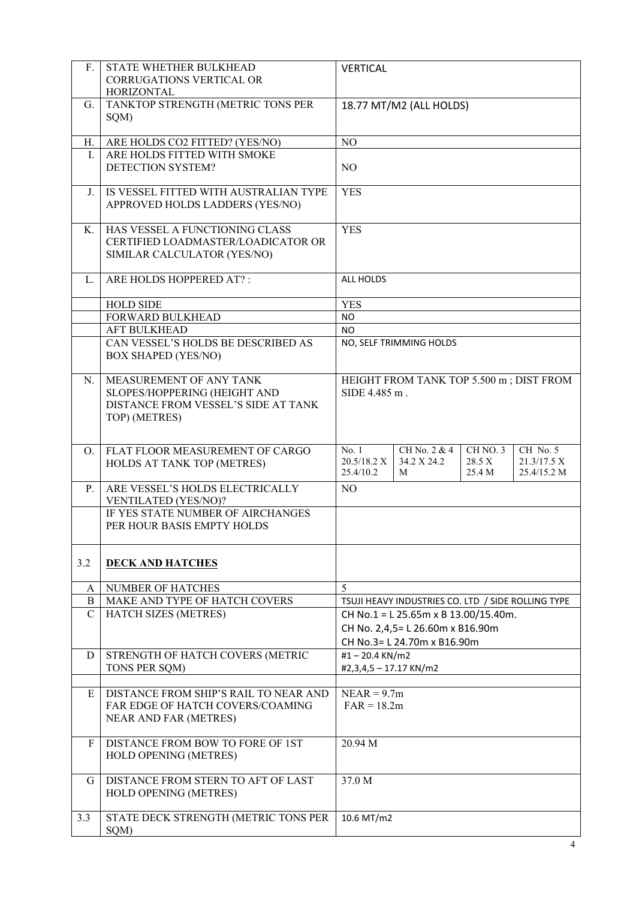| | | | | | |
|---|---|---|---|---|---|
| F. | STATE WHETHER BULKHEAD CORRUGATIONS VERTICAL OR HORIZONTAL | VERTICAL | | | |
| G. | TANKTOP STRENGTH (METRIC TONS PER SQM) | 18.77 MT/M2 (ALL HOLDS) | | | |
| H. | ARE HOLDS CO2 FITTED? (YES/NO) | NO | | | |
| I. | ARE HOLDS FITTED WITH SMOKE DETECTION SYSTEM? | NO | | | |
| J. | IS VESSEL FITTED WITH AUSTRALIAN TYPE APPROVED HOLDS LADDERS (YES/NO) | YES | | | |
| K. | HAS VESSEL A FUNCTIONING CLASS CERTIFIED LOADMASTER/LOADICATOR OR SIMILAR CALCULATOR (YES/NO) | YES | | | |
| L. | ARE HOLDS HOPPERED AT? : | ALL HOLDS | | | |
| | HOLD SIDE | YES | | | |
| | FORWARD BULKHEAD | NO | | | |
| | AFT BULKHEAD | NO | | | |
| | CAN VESSEL'S HOLDS BE DESCRIBED AS BOX SHAPED (YES/NO) | NO, SELF TRIMMING HOLDS | | | |
| N. | MEASUREMENT OF ANY TANK SLOPES/HOPPERING (HEIGHT AND DISTANCE FROM VESSEL'S SIDE AT TANK TOP) (METRES) | HEIGHT FROM TANK TOP 5.500 m ; DIST FROM SIDE 4.485 m . | | | |
| O. | FLAT FLOOR MEASUREMENT OF CARGO HOLDS AT TANK TOP (METRES) | No. 1 20.5/18.2 X 25.4/10.2 | CH No. 2 & 4 34.2 X 24.2 M | CH NO. 3 28.5 X 25.4 M | CH No. 5 21.3/17.5 X 25.4/15.2 M |
| P. | ARE VESSEL'S HOLDS ELECTRICALLY VENTILATED (YES/NO)? | NO | | | |
| | IF YES STATE NUMBER OF AIRCHANGES PER HOUR BASIS EMPTY HOLDS | | | | |
| 3.2 | **DECK AND HATCHES** | | | | |
| A | NUMBER OF HATCHES | 5 | | | |
| B | MAKE AND TYPE OF HATCH COVERS | TSUJI HEAVY INDUSTRIES CO. LTD / SIDE ROLLING TYPE | | | |
| C | HATCH SIZES (METRES) | CH No.1 = L 25.65m x B 13.00/15.40m.<br>CH No. 2,4,5= L 26.60m x B16.90m<br>CH No.3= L 24.70m x B16.90m | | | |
| D | STRENGTH OF HATCH COVERS (METRIC TONS PER SQM) | #1 – 20.4 KN/m2<br>#2,3,4,5 – 17.17 KN/m2 | | | |
| | | | | | |
| E | DISTANCE FROM SHIP'S RAIL TO NEAR AND FAR EDGE OF HATCH COVERS/COAMING NEAR AND FAR (METRES) | NEAR = 9.7m<br>FAR = 18.2m | | | |
| F | DISTANCE FROM BOW TO FORE OF 1ST HOLD OPENING (METRES) | 20.94 M | | | |
| G | DISTANCE FROM STERN TO AFT OF LAST HOLD OPENING (METRES) | 37.0 M | | | |
| 3.3 | STATE DECK STRENGTH (METRIC TONS PER SQM) | 10.6 MT/m2 | | | |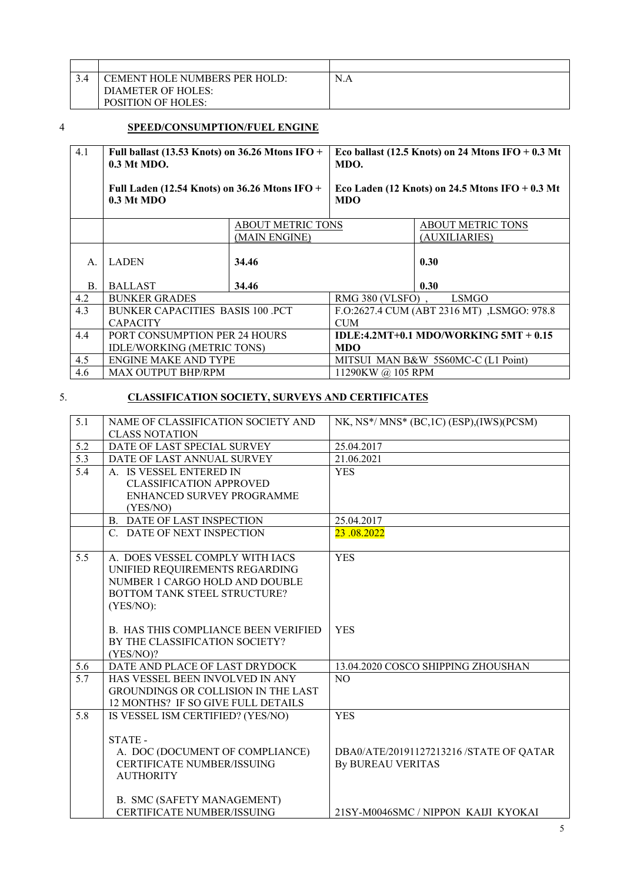| | | |
|---|---|---|
| 3.4 | CEMENT HOLE NUMBERS PER HOLD:<br>DIAMETER OF HOLES:<br>POSITION OF HOLES: | N.A |

## 4 SPEED/CONSUMPTION/FUEL ENGINE

| | | | | |
|---|---|---|---|---|
| 4.1 | **Full ballast (13.53 Knots) on 36.26 Mtons IFO + 0.3 Mt MDO.**<br><br>**Full Laden (12.54 Knots) on 36.26 Mtons IFO + 0.3 Mt MDO** | | **Eco ballast (12.5 Knots) on 24 Mtons IFO + 0.3 Mt MDO.**<br><br>**Eco Laden (12 Knots) on 24.5 Mtons IFO + 0.3 Mt MDO** | |
| | | ABOUT METRIC TONS (MAIN ENGINE) | | ABOUT METRIC TONS (AUXILIARIES) |
| A. | LADEN | **34.46** | | **0.30** |
| B. | BALLAST | **34.46** | | **0.30** |
| 4.2 | BUNKER GRADES | | RMG 380 (VLSFO) , LSMGO | |
| 4.3 | BUNKER CAPACITIES BASIS 100 .PCT CAPACITY | | F.O:2627.4 CUM (ABT 2316 MT) ,LSMGO: 978.8 CUM | |
| 4.4 | PORT CONSUMPTION PER 24 HOURS IDLE/WORKING (METRIC TONS) | | **IDLE:4.2MT+0.1 MDO/WORKING 5MT + 0.15 MDO** | |
| 4.5 | ENGINE MAKE AND TYPE | | MITSUI MAN B&W 5S60MC-C (L1 Point) | |
| 4.6 | MAX OUTPUT BHP/RPM | | 11290KW @ 105 RPM | |

## 5. CLASSIFICATION SOCIETY, SURVEYS AND CERTIFICATES

| | | |
|---|---|---|
| 5.1 | NAME OF CLASSIFICATION SOCIETY AND CLASS NOTATION | NK, NS*/ MNS* (BC,1C) (ESP),(IWS)(PCSM) |
| 5.2 | DATE OF LAST SPECIAL SURVEY | 25.04.2017 |
| 5.3 | DATE OF LAST ANNUAL SURVEY | 21.06.2021 |
| 5.4 | A. IS VESSEL ENTERED IN CLASSIFICATION APPROVED ENHANCED SURVEY PROGRAMME (YES/NO) | YES |
| | B. DATE OF LAST INSPECTION | 25.04.2017 |
| | C. DATE OF NEXT INSPECTION | 23 .08.2022 |
| 5.5 | A. DOES VESSEL COMPLY WITH IACS UNIFIED REQUIREMENTS REGARDING NUMBER 1 CARGO HOLD AND DOUBLE BOTTOM TANK STEEL STRUCTURE? (YES/NO):<br><br>B. HAS THIS COMPLIANCE BEEN VERIFIED BY THE CLASSIFICATION SOCIETY? (YES/NO)? | YES<br><br>YES |
| 5.6 | DATE AND PLACE OF LAST DRYDOCK | 13.04.2020 COSCO SHIPPING ZHOUSHAN |
| 5.7 | HAS VESSEL BEEN INVOLVED IN ANY GROUNDINGS OR COLLISION IN THE LAST 12 MONTHS? IF SO GIVE FULL DETAILS | NO |
| 5.8 | IS VESSEL ISM CERTIFIED? (YES/NO)<br><br>STATE -<br>A. DOC (DOCUMENT OF COMPLIANCE) CERTIFICATE NUMBER/ISSUING AUTHORITY<br><br>B. SMC (SAFETY MANAGEMENT) CERTIFICATE NUMBER/ISSUING | YES<br><br>DBA0/ATE/20191127213216 /STATE OF QATAR By BUREAU VERITAS<br><br>21SY-M0046SMC / NIPPON KAIJI KYOKAI |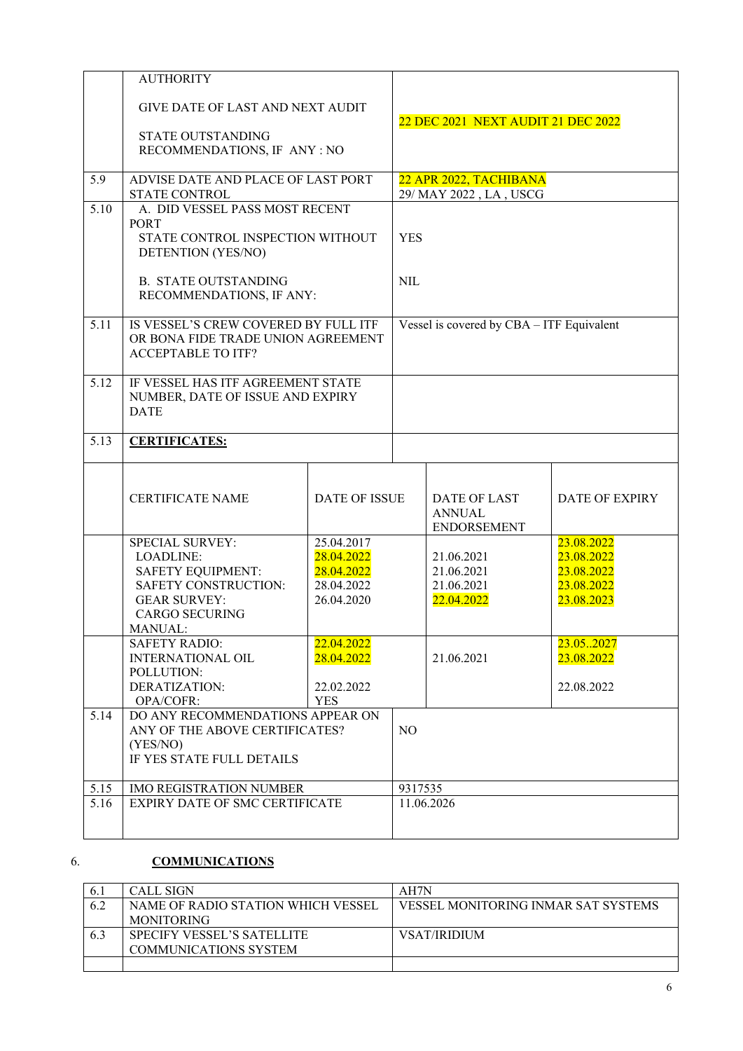| | | |
|---|---|---|
| | AUTHORITY<br><br>GIVE DATE OF LAST AND NEXT AUDIT<br><br>STATE OUTSTANDING RECOMMENDATIONS, IF ANY : NO | 22 DEC 2021 NEXT AUDIT 21 DEC 2022 |
| 5.9 | ADVISE DATE AND PLACE OF LAST PORT STATE CONTROL | 22 APR 2022, TACHIBANA<br>29/ MAY 2022 , LA , USCG |
| 5.10 | A. DID VESSEL PASS MOST RECENT PORT STATE CONTROL INSPECTION WITHOUT DETENTION (YES/NO)<br><br>B. STATE OUTSTANDING RECOMMENDATIONS, IF ANY: | YES<br><br>NIL |
| 5.11 | IS VESSEL'S CREW COVERED BY FULL ITF OR BONA FIDE TRADE UNION AGREEMENT ACCEPTABLE TO ITF? | Vessel is covered by CBA – ITF Equivalent |
| 5.12 | IF VESSEL HAS ITF AGREEMENT STATE NUMBER, DATE OF ISSUE AND EXPIRY DATE | |
| 5.13 | **CERTIFICATES:** | |

| CERTIFICATE NAME | DATE OF ISSUE | DATE OF LAST ANNUAL ENDORSEMENT | DATE OF EXPIRY |
|---|---|---|---|
| SPECIAL SURVEY: | 25.04.2017 | | 23.08.2022 |
| LOADLINE: | 28.04.2022 | 21.06.2021 | 23.08.2022 |
| SAFETY EQUIPMENT: | 28.04.2022 | 21.06.2021 | 23.08.2022 |
| SAFETY CONSTRUCTION: | 28.04.2022 | 21.06.2021 | 23.08.2022 |
| GEAR SURVEY: | 26.04.2020 | 22.04.2022 | 23.08.2023 |
| CARGO SECURING MANUAL: | | | |
| SAFETY RADIO: | 22.04.2022 | | 23.05..2027 |
| INTERNATIONAL OIL POLLUTION: | 28.04.2022 | 21.06.2021 | 23.08.2022 |
| DERATIZATION: | 22.02.2022 | | 22.08.2022 |
| OPA/COFR: | YES | | |

| | | |
|---|---|---|
| 5.14 | DO ANY RECOMMENDATIONS APPEAR ON ANY OF THE ABOVE CERTIFICATES? (YES/NO)<br>IF YES STATE FULL DETAILS | NO |
| 5.15 | IMO REGISTRATION NUMBER | 9317535 |
| 5.16 | EXPIRY DATE OF SMC CERTIFICATE | 11.06.2026 |

## 6. **COMMUNICATIONS**

| | | |
|---|---|---|
| 6.1 | CALL SIGN | AH7N |
| 6.2 | NAME OF RADIO STATION WHICH VESSEL MONITORING | VESSEL MONITORING INMAR SAT SYSTEMS |
| 6.3 | SPECIFY VESSEL'S SATELLITE COMMUNICATIONS SYSTEM | VSAT/IRIDIUM |
| | | |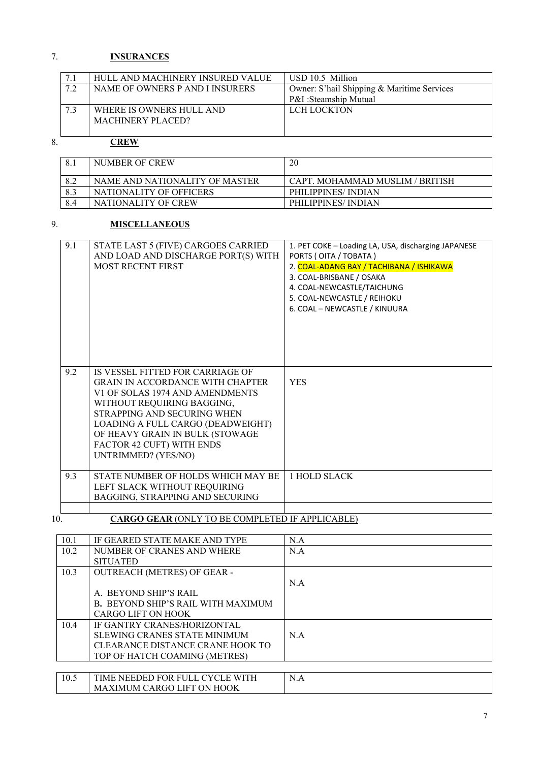## 7. INSURANCES

| | | |
|---|---|---|
| 7.1 | HULL AND MACHINERY INSURED VALUE | USD 10.5 Million |
| 7.2 | NAME OF OWNERS P AND I INSURERS | Owner: S'hail Shipping & Maritime Services<br>P&I :Steamship Mutual |
| 7.3 | WHERE IS OWNERS HULL AND MACHINERY PLACED? | LCH LOCKTON |

## 8. CREW

| | | |
|---|---|---|
| 8.1 | NUMBER OF CREW | 20 |
| 8.2 | NAME AND NATIONALITY OF MASTER | CAPT. MOHAMMAD MUSLIM / BRITISH |
| 8.3 | NATIONALITY OF OFFICERS | PHILIPPINES/ INDIAN |
| 8.4 | NATIONALITY OF CREW | PHILIPPINES/ INDIAN |

## 9. MISCELLANEOUS

| | | |
|---|---|---|
| 9.1 | STATE LAST 5 (FIVE) CARGOES CARRIED AND LOAD AND DISCHARGE PORT(S) WITH MOST RECENT FIRST | 1. PET COKE – Loading LA, USA, discharging JAPANESE PORTS ( OITA / TOBATA )<br>2. COAL-ADANG BAY / TACHIBANA / ISHIKAWA<br>3. COAL-BRISBANE / OSAKA<br>4. COAL-NEWCASTLE/TAICHUNG<br>5. COAL-NEWCASTLE / REIHOKU<br>6. COAL – NEWCASTLE / KINUURA |
| 9.2 | IS VESSEL FITTED FOR CARRIAGE OF GRAIN IN ACCORDANCE WITH CHAPTER V1 OF SOLAS 1974 AND AMENDMENTS WITHOUT REQUIRING BAGGING, STRAPPING AND SECURING WHEN LOADING A FULL CARGO (DEADWEIGHT) OF HEAVY GRAIN IN BULK (STOWAGE FACTOR 42 CUFT) WITH ENDS UNTRIMMED? (YES/NO) | YES |
| 9.3 | STATE NUMBER OF HOLDS WHICH MAY BE LEFT SLACK WITHOUT REQUIRING BAGGING, STRAPPING AND SECURING | 1 HOLD SLACK |
| | | |

## 10. CARGO GEAR (ONLY TO BE COMPLETED IF APPLICABLE)

| | | |
|---|---|---|
| 10.1 | IF GEARED STATE MAKE AND TYPE | N.A |
| 10.2 | NUMBER OF CRANES AND WHERE SITUATED | N.A |
| 10.3 | OUTREACH (METRES) OF GEAR -<br>A. BEYOND SHIP'S RAIL<br>B. BEYOND SHIP'S RAIL WITH MAXIMUM CARGO LIFT ON HOOK | N.A |
| 10.4 | IF GANTRY CRANES/HORIZONTAL SLEWING CRANES STATE MINIMUM CLEARANCE DISTANCE CRANE HOOK TO TOP OF HATCH COAMING (METRES) | N.A |
| 10.5 | TIME NEEDED FOR FULL CYCLE WITH MAXIMUM CARGO LIFT ON HOOK | N.A |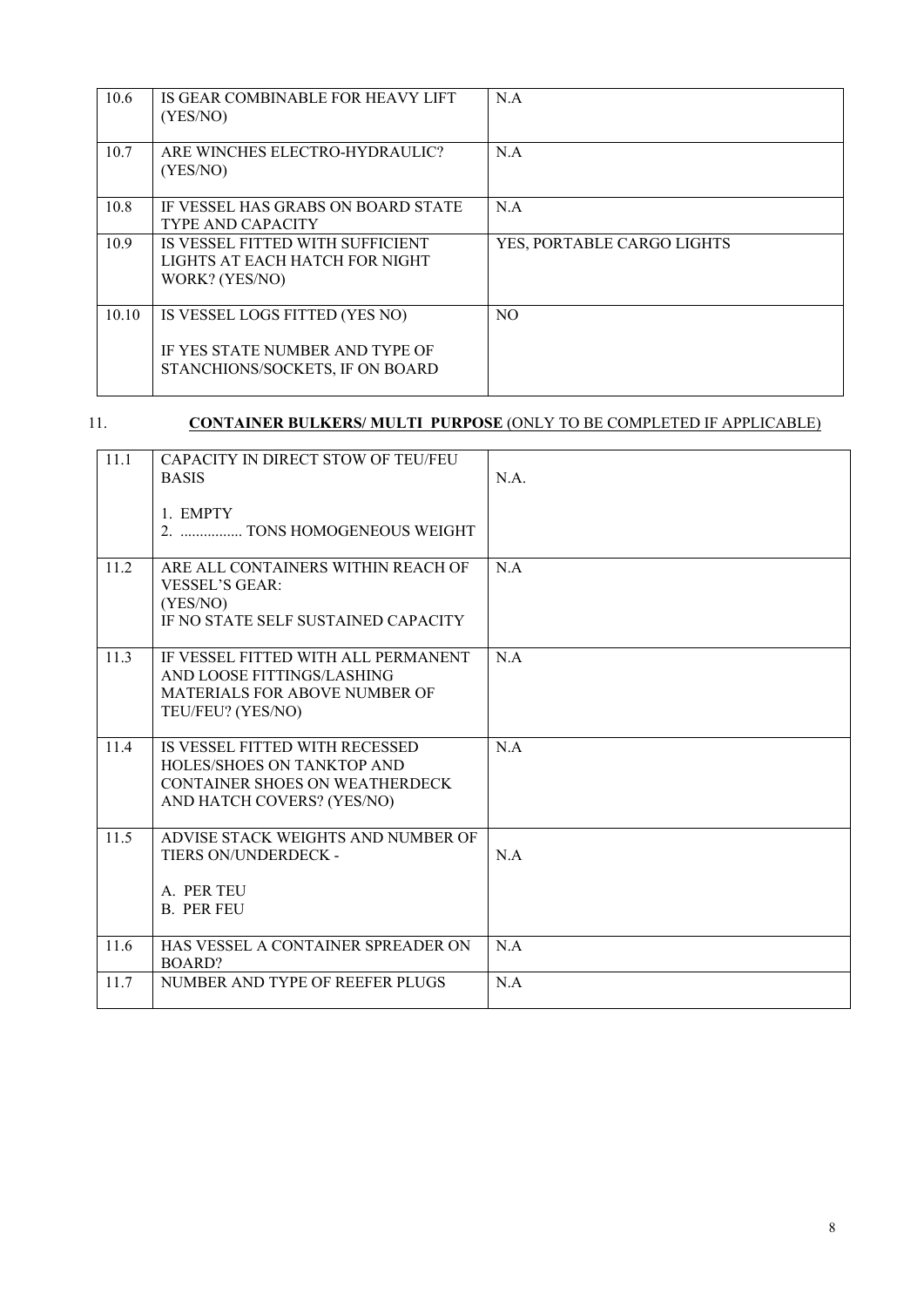| 10.6 | IS GEAR COMBINABLE FOR HEAVY LIFT (YES/NO) | N.A |
|---|---|---|
| 10.7 | ARE WINCHES ELECTRO-HYDRAULIC? (YES/NO) | N.A |
| 10.8 | IF VESSEL HAS GRABS ON BOARD STATE TYPE AND CAPACITY | N.A |
| 10.9 | IS VESSEL FITTED WITH SUFFICIENT LIGHTS AT EACH HATCH FOR NIGHT WORK? (YES/NO) | YES, PORTABLE CARGO LIGHTS |
| 10.10 | IS VESSEL LOGS FITTED (YES NO)<br><br>IF YES STATE NUMBER AND TYPE OF STANCHIONS/SOCKETS, IF ON BOARD | NO |

11. **CONTAINER BULKERS/ MULTI PURPOSE** (ONLY TO BE COMPLETED IF APPLICABLE)

| 11.1 | CAPACITY IN DIRECT STOW OF TEU/FEU BASIS<br><br>1. EMPTY<br>2. ................ TONS HOMOGENEOUS WEIGHT | N.A. |
|---|---|---|
| 11.2 | ARE ALL CONTAINERS WITHIN REACH OF VESSEL'S GEAR:<br>(YES/NO)<br>IF NO STATE SELF SUSTAINED CAPACITY | N.A |
| 11.3 | IF VESSEL FITTED WITH ALL PERMANENT AND LOOSE FITTINGS/LASHING MATERIALS FOR ABOVE NUMBER OF TEU/FEU? (YES/NO) | N.A |
| 11.4 | IS VESSEL FITTED WITH RECESSED HOLES/SHOES ON TANKTOP AND CONTAINER SHOES ON WEATHERDECK AND HATCH COVERS? (YES/NO) | N.A |
| 11.5 | ADVISE STACK WEIGHTS AND NUMBER OF TIERS ON/UNDERDECK -<br><br>A. PER TEU<br>B. PER FEU | N.A |
| 11.6 | HAS VESSEL A CONTAINER SPREADER ON BOARD? | N.A |
| 11.7 | NUMBER AND TYPE OF REEFER PLUGS | N.A |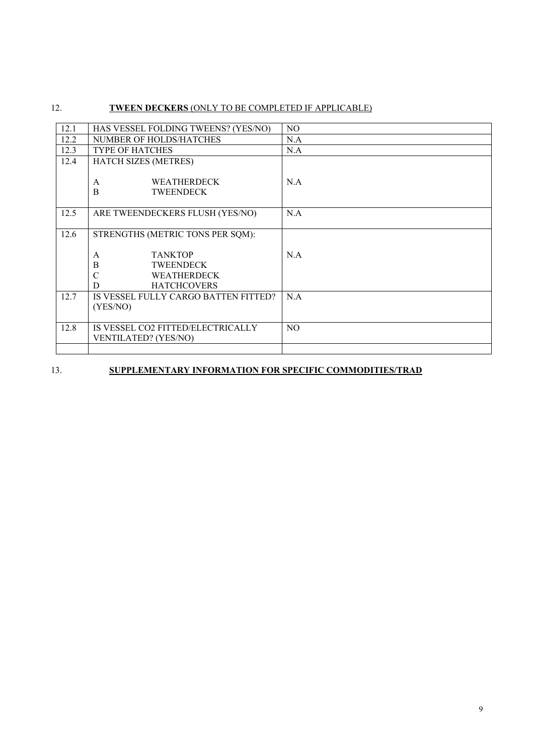## 12. **TWEEN DECKERS** (ONLY TO BE COMPLETED IF APPLICABLE)

| | | |
|---|---|---|
| 12.1 | HAS VESSEL FOLDING TWEENS? (YES/NO) | NO |
| 12.2 | NUMBER OF HOLDS/HATCHES | N.A |
| 12.3 | TYPE OF HATCHES | N.A |
| 12.4 | HATCH SIZES (METRES)<br><br>A WEATHERDECK<br>B TWEENDECK | <br><br>N.A |
| 12.5 | ARE TWEENDECKERS FLUSH (YES/NO) | N.A |
| 12.6 | STRENGTHS (METRIC TONS PER SQM):<br><br>A TANKTOP<br>B TWEENDECK<br>C WEATHERDECK<br>D HATCHCOVERS | <br><br>N.A |
| 12.7 | IS VESSEL FULLY CARGO BATTEN FITTED? (YES/NO) | N.A |
| 12.8 | IS VESSEL CO2 FITTED/ELECTRICALLY VENTILATED? (YES/NO) | NO |
| | | |

## 13. **SUPPLEMENTARY INFORMATION FOR SPECIFIC COMMODITIES/TRAD**